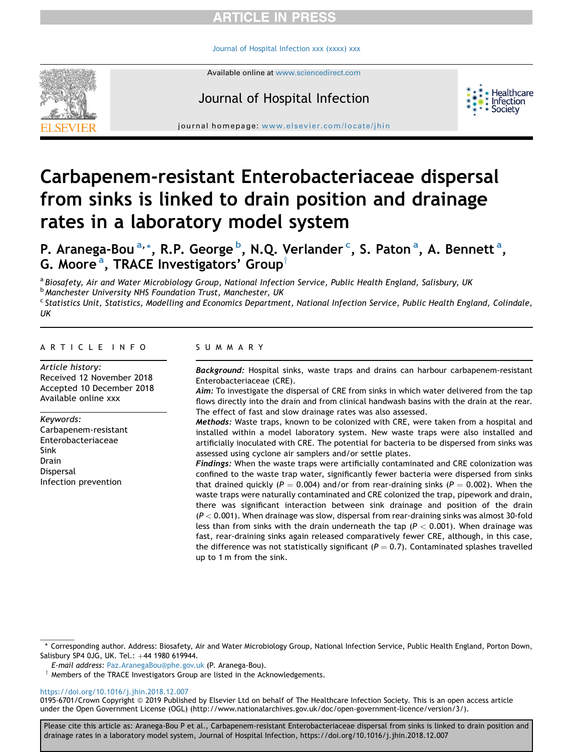# Carbapenem-resistant Enterobacteriaceae dispersal from sinks is linked to drain position and drainage rates in a laboratory model system

P. Aranega-Bou [a,*], R.P. George [b], N.Q. Verlander [c], S. Paton [a], A. Bennett [a], G. Moore [a], TRACE Investigators' Group[†]

[a] Biosafety, Air and Water Microbiology Group, National Infection Service, Public Health England, Salisbury, UK

[b] Manchester University NHS Foundation Trust, Manchester, UK

[c] Statistics Unit, Statistics, Modelling and Economics Department, National Infection Service, Public Health England, Colindale, UK

## ARTICLE INFO

*Article history:*
Received 12 November 2018
Accepted 10 December 2018
Available online xxx

*Keywords:*
Carbapenem-resistant Enterobacteriaceae
Sink
Drain
Dispersal
Infection prevention

## SUMMARY

***Background:*** Hospital sinks, waste traps and drains can harbour carbapenem-resistant Enterobacteriaceae (CRE).

***Aim:*** To investigate the dispersal of CRE from sinks in which water delivered from the tap flows directly into the drain and from clinical handwash basins with the drain at the rear. The effect of fast and slow drainage rates was also assessed.

***Methods:*** Waste traps, known to be colonized with CRE, were taken from a hospital and installed within a model laboratory system. New waste traps were also installed and artificially inoculated with CRE. The potential for bacteria to be dispersed from sinks was assessed using cyclone air samplers and/or settle plates.

***Findings:*** When the waste traps were artificially contaminated and CRE colonization was confined to the waste trap water, significantly fewer bacteria were dispersed from sinks that drained quickly ($P = 0.004$) and/or from rear-draining sinks ($P = 0.002$). When the waste traps were naturally contaminated and CRE colonized the trap, pipework and drain, there was significant interaction between sink drainage and position of the drain ($P < 0.001$). When drainage was slow, dispersal from rear-draining sinks was almost 30-fold less than from sinks with the drain underneath the tap ($P < 0.001$). When drainage was fast, rear-draining sinks again released comparatively fewer CRE, although, in this case, the difference was not statistically significant ($P = 0.7$). Contaminated splashes travelled up to 1 m from the sink.

\* Corresponding author. Address: Biosafety, Air and Water Microbiology Group, National Infection Service, Public Health England, Porton Down, Salisbury SP4 0JG, UK. Tel.: +44 1980 619944.

*E-mail address:* Paz.AranegaBou@phe.gov.uk (P. Aranega-Bou).

† Members of the TRACE Investigators Group are listed in the Acknowledgements.

https://doi.org/10.1016/j.jhin.2018.12.007

0195-6701/Crown Copyright © 2019 Published by Elsevier Ltd on behalf of The Healthcare Infection Society. This is an open access article under the Open Government License (OGL) (http://www.nationalarchives.gov.uk/doc/open-government-licence/version/3/).

Please cite this article as: Aranega-Bou P et al., Carbapenem-resistant Enterobacteriaceae dispersal from sinks is linked to drain position and drainage rates in a laboratory model system, Journal of Hospital Infection, https://doi.org/10.1016/j.jhin.2018.12.007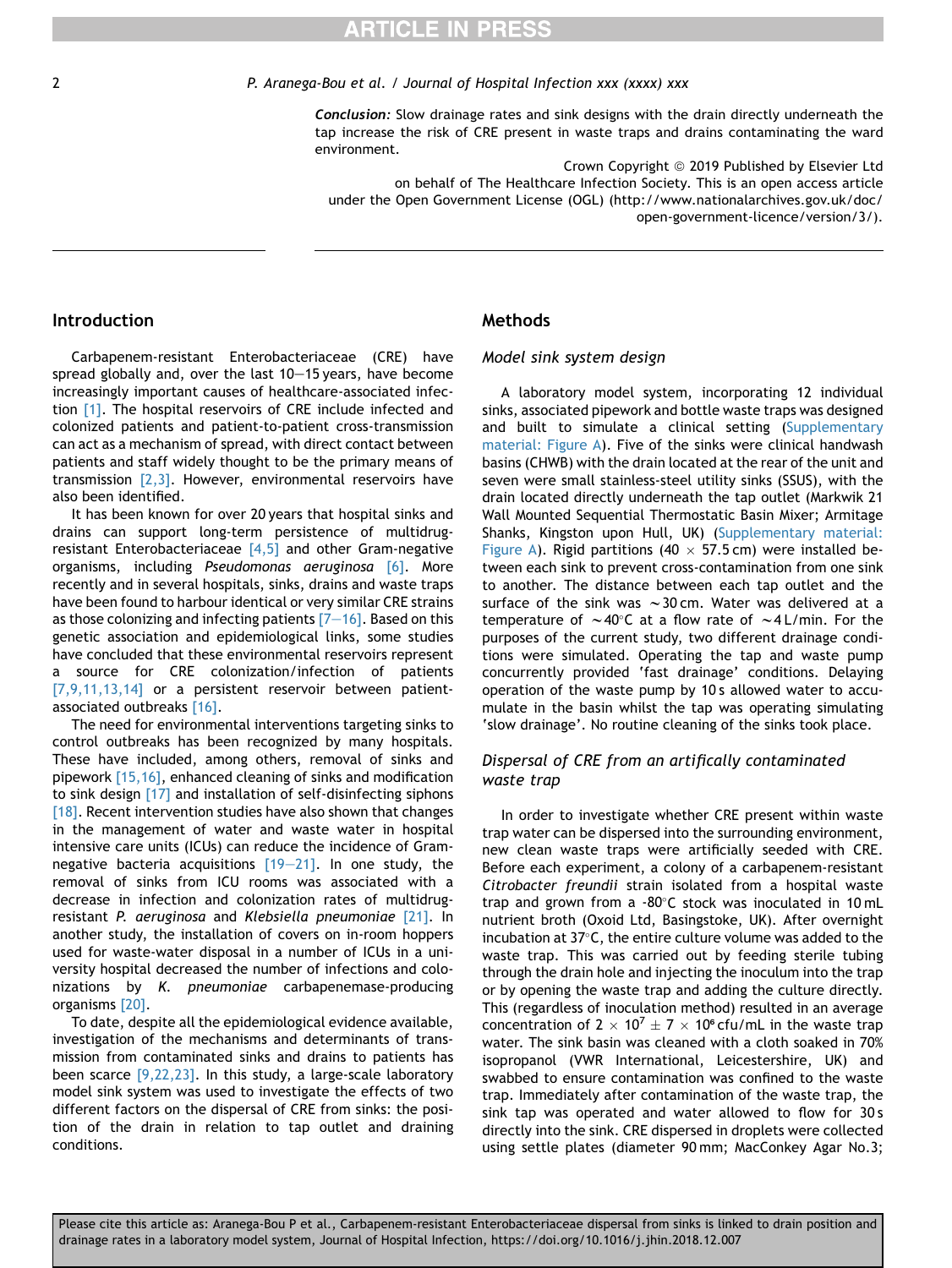**Conclusion:** Slow drainage rates and sink designs with the drain directly underneath the tap increase the risk of CRE present in waste traps and drains contaminating the ward environment.

Crown Copyright © 2019 Published by Elsevier Ltd on behalf of The Healthcare Infection Society. This is an open access article under the Open Government License (OGL) (http://www.nationalarchives.gov.uk/doc/open-government-licence/version/3/).

## Introduction

Carbapenem-resistant Enterobacteriaceae (CRE) have spread globally and, over the last 10–15 years, have become increasingly important causes of healthcare-associated infection [1]. The hospital reservoirs of CRE include infected and colonized patients and patient-to-patient cross-transmission can act as a mechanism of spread, with direct contact between patients and staff widely thought to be the primary means of transmission [2,3]. However, environmental reservoirs have also been identified.

It has been known for over 20 years that hospital sinks and drains can support long-term persistence of multidrug-resistant Enterobacteriaceae [4,5] and other Gram-negative organisms, including *Pseudomonas aeruginosa* [6]. More recently and in several hospitals, sinks, drains and waste traps have been found to harbour identical or very similar CRE strains as those colonizing and infecting patients [7–16]. Based on this genetic association and epidemiological links, some studies have concluded that these environmental reservoirs represent a source for CRE colonization/infection of patients [7,9,11,13,14] or a persistent reservoir between patient-associated outbreaks [16].

The need for environmental interventions targeting sinks to control outbreaks has been recognized by many hospitals. These have included, among others, removal of sinks and pipework [15,16], enhanced cleaning of sinks and modification to sink design [17] and installation of self-disinfecting siphons [18]. Recent intervention studies have also shown that changes in the management of water and waste water in hospital intensive care units (ICUs) can reduce the incidence of Gram-negative bacteria acquisitions [19–21]. In one study, the removal of sinks from ICU rooms was associated with a decrease in infection and colonization rates of multidrug-resistant *P. aeruginosa* and *Klebsiella pneumoniae* [21]. In another study, the installation of covers on in-room hoppers used for waste-water disposal in a number of ICUs in a university hospital decreased the number of infections and colonizations by *K. pneumoniae* carbapenemase-producing organisms [20].

To date, despite all the epidemiological evidence available, investigation of the mechanisms and determinants of transmission from contaminated sinks and drains to patients has been scarce [9,22,23]. In this study, a large-scale laboratory model sink system was used to investigate the effects of two different factors on the dispersal of CRE from sinks: the position of the drain in relation to tap outlet and draining conditions.

## Methods

### Model sink system design

A laboratory model system, incorporating 12 individual sinks, associated pipework and bottle waste traps was designed and built to simulate a clinical setting (Supplementary material: Figure A). Five of the sinks were clinical handwash basins (CHWB) with the drain located at the rear of the unit and seven were small stainless-steel utility sinks (SSUS), with the drain located directly underneath the tap outlet (Markwik 21 Wall Mounted Sequential Thermostatic Basin Mixer; Armitage Shanks, Kingston upon Hull, UK) (Supplementary material: Figure A). Rigid partitions (40 × 57.5 cm) were installed between each sink to prevent cross-contamination from one sink to another. The distance between each tap outlet and the surface of the sink was ~30 cm. Water was delivered at a temperature of ~40°C at a flow rate of ~4 L/min. For the purposes of the current study, two different drainage conditions were simulated. Operating the tap and waste pump concurrently provided 'fast drainage' conditions. Delaying operation of the waste pump by 10 s allowed water to accumulate in the basin whilst the tap was operating simulating 'slow drainage'. No routine cleaning of the sinks took place.

### Dispersal of CRE from an artifically contaminated waste trap

In order to investigate whether CRE present within waste trap water can be dispersed into the surrounding environment, new clean waste traps were artificially seeded with CRE. Before each experiment, a colony of a carbapenem-resistant *Citrobacter freundii* strain isolated from a hospital waste trap and grown from a -80°C stock was inoculated in 10 mL nutrient broth (Oxoid Ltd, Basingstoke, UK). After overnight incubation at 37°C, the entire culture volume was added to the waste trap. This was carried out by feeding sterile tubing through the drain hole and injecting the inoculum into the trap or by opening the waste trap and adding the culture directly. This (regardless of inoculation method) resulted in an average concentration of $2 \times 10^7 \pm 7 \times 10^6$ cfu/mL in the waste trap water. The sink basin was cleaned with a cloth soaked in 70% isopropanol (VWR International, Leicestershire, UK) and swabbed to ensure contamination was confined to the waste trap. Immediately after contamination of the waste trap, the sink tap was operated and water allowed to flow for 30 s directly into the sink. CRE dispersed in droplets were collected using settle plates (diameter 90 mm; MacConkey Agar No.3;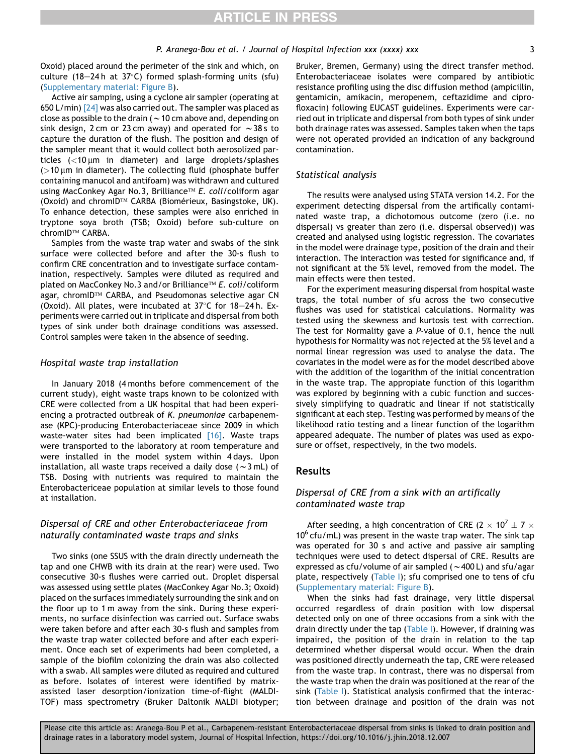Oxoid) placed around the perimeter of the sink and which, on culture (18–24 h at 37°C) formed splash-forming units (sfu) (Supplementary material: Figure B).

Active air samping, using a cyclone air sampler (operating at 650 L/min) [24] was also carried out. The sampler was placed as close as possible to the drain (~10 cm above and, depending on sink design, 2 cm or 23 cm away) and operated for ~38 s to capture the duration of the flush. The position and design of the sampler meant that it would collect both aerosolized particles (<10 μm in diameter) and large droplets/splashes (>10 μm in diameter). The collecting fluid (phosphate buffer containing manucol and antifoam) was withdrawn and cultured using MacConkey Agar No.3, Brilliance™ *E. coli*/coliform agar (Oxoid) and chromID™ CARBA (Biomérieux, Basingstoke, UK). To enhance detection, these samples were also enriched in tryptone soya broth (TSB; Oxoid) before sub-culture on chromID™ CARBA.

Samples from the waste trap water and swabs of the sink surface were collected before and after the 30-s flush to confirm CRE concentration and to investigate surface contamination, respectively. Samples were diluted as required and plated on MacConkey No.3 and/or Brilliance™ *E. coli*/coliform agar, chromID™ CARBA, and Pseudomonas selective agar CN (Oxoid). All plates, were incubated at 37°C for 18–24 h. Experiments were carried out in triplicate and dispersal from both types of sink under both drainage conditions was assessed. Control samples were taken in the absence of seeding.

### Hospital waste trap installation

In January 2018 (4 months before commencement of the current study), eight waste traps known to be colonized with CRE were collected from a UK hospital that had been experiencing a protracted outbreak of *K. pneumoniae* carbapenemase (KPC)-producing Enterobacteriaceae since 2009 in which waste-water sites had been implicated [16]. Waste traps were transported to the laboratory at room temperature and were installed in the model system within 4 days. Upon installation, all waste traps received a daily dose (~3 mL) of TSB. Dosing with nutrients was required to maintain the Enterobactericeae population at similar levels to those found at installation.

### Dispersal of CRE and other Enterobacteriaceae from naturally contaminated waste traps and sinks

Two sinks (one SSUS with the drain directly underneath the tap and one CHWB with its drain at the rear) were used. Two consecutive 30-s flushes were carried out. Droplet dispersal was assessed using settle plates (MacConkey Agar No.3; Oxoid) placed on the surfaces immediately surrounding the sink and on the floor up to 1 m away from the sink. During these experiments, no surface disinfection was carried out. Surface swabs were taken before and after each 30-s flush and samples from the waste trap water collected before and after each experiment. Once each set of experiments had been completed, a sample of the biofilm colonizing the drain was also collected with a swab. All samples were diluted as required and cultured as before. Isolates of interest were identified by matrix-assisted laser desorption/ionization time-of-flight (MALDI-TOF) mass spectrometry (Bruker Daltonik MALDI biotyper; Bruker, Bremen, Germany) using the direct transfer method. Enterobacteriaceae isolates were compared by antibiotic resistance profiling using the disc diffusion method (ampicillin, gentamicin, amikacin, meropenem, ceftazidime and ciprofloxacin) following EUCAST guidelines. Experiments were carried out in triplicate and dispersal from both types of sink under both drainage rates was assessed. Samples taken when the taps were not operated provided an indication of any background contamination.

### Statistical analysis

The results were analysed using STATA version 14.2. For the experiment detecting dispersal from the artifically contaminated waste trap, a dichotomous outcome (zero (i.e. no dispersal) vs greater than zero (i.e. dispersal observed)) was created and analysed using logistic regression. The covariates in the model were drainage type, position of the drain and their interaction. The interaction was tested for significance and, if not significant at the 5% level, removed from the model. The main effects were then tested.

For the experiment measuring dispersal from hospital waste traps, the total number of sfu across the two consecutive flushes was used for statistical calculations. Normality was tested using the skewness and kurtosis test with correction. The test for Normality gave a *P*-value of 0.1, hence the null hypothesis for Normality was not rejected at the 5% level and a normal linear regression was used to analyse the data. The covariates in the model were as for the model described above with the addition of the logarithm of the initial concentration in the waste trap. The appropiate function of this logarithm was explored by beginning with a cubic function and successively simplifying to quadratic and linear if not statistically significant at each step. Testing was performed by means of the likelihood ratio testing and a linear function of the logarithm appeared adequate. The number of plates was used as exposure or offset, respectively, in the two models.

## Results

### Dispersal of CRE from a sink with an artifically contaminated waste trap

After seeding, a high concentration of CRE ($2 \times 10^7 \pm 7 \times 10^6$ cfu/mL) was present in the waste trap water. The sink tap was operated for 30 s and active and passive air sampling techniques were used to detect dispersal of CRE. Results are expressed as cfu/volume of air sampled (~400 L) and sfu/agar plate, respectively (Table I); sfu comprised one to tens of cfu (Supplementary material: Figure B).

When the sinks had fast drainage, very little dispersal occurred regardless of drain position with low dispersal detected only on one of three occasions from a sink with the drain directly under the tap (Table I). However, if draining was impaired, the position of the drain in relation to the tap determined whether dispersal would occur. When the drain was positioned directly underneath the tap, CRE were released from the waste trap. In contrast, there was no dispersal from the waste trap when the drain was positioned at the rear of the sink (Table I). Statistical analysis confirmed that the interaction between drainage and position of the drain was not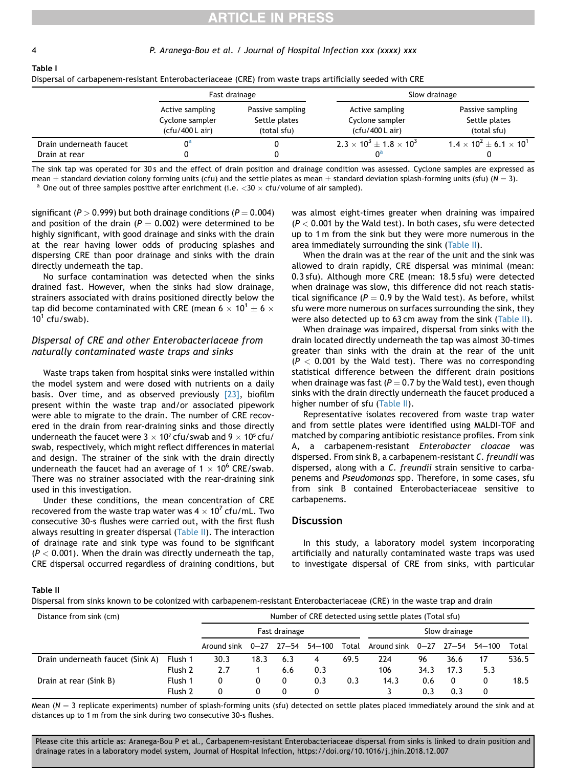**Table I**

Dispersal of carbapenem-resistant Enterobacteriaceae (CRE) from waste traps artificially seeded with CRE

| | Fast drainage | | Slow drainage | |
|---|---|---|---|---|
| | Active sampling Cyclone sampler (cfu/400 L air) | Passive sampling Settle plates (total sfu) | Active sampling Cyclone sampler (cfu/400 L air) | Passive sampling Settle plates (total sfu) |
| Drain underneath faucet | 0[a] | 0 | $2.3 \times 10^3 \pm 1.8 \times 10^3$ | $1.4 \times 10^2 \pm 6.1 \times 10^1$ |
| Drain at rear | 0 | 0 | 0[a] | 0 |

The sink tap was operated for 30 s and the effect of drain position and drainage condition was assessed. Cyclone samples are expressed as mean ± standard deviation colony forming units (cfu) and the settle plates as mean ± standard deviation splash-forming units (sfu) ($N = 3$).

[a] One out of three samples positive after enrichment (i.e. $<30 \times$ cfu/volume of air sampled).

significant ($P > 0.999$) but both drainage conditions ($P = 0.004$) and position of the drain ($P = 0.002$) were determined to be highly significant, with good drainage and sinks with the drain at the rear having lower odds of producing splashes and dispersing CRE than poor drainage and sinks with the drain directly underneath the tap.

No surface contamination was detected when the sinks drained fast. However, when the sinks had slow drainage, strainers associated with drains positioned directly below the tap did become contaminated with CRE (mean $6 \times 10^1 \pm 6 \times 10^1$ cfu/swab).

### Dispersal of CRE and other Enterobacteriaceae from naturally contaminated waste traps and sinks

Waste traps taken from hospital sinks were installed within the model system and were dosed with nutrients on a daily basis. Over time, and as observed previously [23], biofilm present within the waste trap and/or associated pipework were able to migrate to the drain. The number of CRE recovered in the drain from rear-draining sinks and those directly underneath the faucet were $3 \times 10^7$ cfu/swab and $9 \times 10^5$ cfu/swab, respectively, which might reflect differences in material and design. The strainer of the sink with the drain directly underneath the faucet had an average of $1 \times 10^6$ CRE/swab. There was no strainer associated with the rear-draining sink used in this investigation.

Under these conditions, the mean concentration of CRE recovered from the waste trap water was $4 \times 10^7$ cfu/mL. Two consecutive 30-s flushes were carried out, with the first flush always resulting in greater dispersal (Table II). The interaction of drainage rate and sink type was found to be significant ($P < 0.001$). When the drain was directly underneath the tap, CRE dispersal occurred regardless of draining conditions, but was almost eight-times greater when draining was impaired ($P < 0.001$ by the Wald test). In both cases, sfu were detected up to 1 m from the sink but they were more numerous in the area immediately surrounding the sink (Table II).

When the drain was at the rear of the unit and the sink was allowed to drain rapidly, CRE dispersal was minimal (mean: 0.3 sfu). Although more CRE (mean: 18.5 sfu) were detected when drainage was slow, this difference did not reach statistical significance ($P = 0.9$ by the Wald test). As before, whilst sfu were more numerous on surfaces surrounding the sink, they were also detected up to 63 cm away from the sink (Table II).

When drainage was impaired, dispersal from sinks with the drain located directly underneath the tap was almost 30-times greater than sinks with the drain at the rear of the unit ($P < 0.001$ by the Wald test). There was no corresponding statistical difference between the different drain positions when drainage was fast ($P = 0.7$ by the Wald test), even though sinks with the drain directly underneath the faucet produced a higher number of sfu (Table II).

Representative isolates recovered from waste trap water and from settle plates were identified using MALDI-TOF and matched by comparing antibiotic resistance profiles. From sink A, a carbapenem-resistant *Enterobacter cloacae* was dispersed. From sink B, a carbapenem-resistant *C. freundii* was dispersed, along with a *C. freundii* strain sensitive to carbapenems and *Pseudomonas* spp. Therefore, in some cases, sfu from sink B contained Enterobacteriaceae sensitive to carbapenems.

## Discussion

In this study, a laboratory model system incorporating artificially and naturally contaminated waste traps was used to investigate dispersal of CRE from sinks, with particular

**Table II**

Dispersal from sinks known to be colonized with carbapenem-resistant Enterobacteriaceae (CRE) in the waste trap and drain

| Distance from sink (cm) | | Number of CRE detected using settle plates (Total sfu) | | | | | | | | | |
|---|---|---|---|---|---|---|---|---|---|---|---|
| | | Fast drainage | | | | | Slow drainage | | | | |
| | | Around sink | 0–27 | 27–54 | 54–100 | Total | Around sink | 0–27 | 27–54 | 54–100 | Total |
| Drain underneath faucet (Sink A) | Flush 1 | 30.3 | 18.3 | 6.3 | 4 | 69.5 | 224 | 96 | 36.6 | 17 | 536.5 |
| | Flush 2 | 2.7 | 1 | 6.6 | 0.3 | | 106 | 34.3 | 17.3 | 5.3 | |
| Drain at rear (Sink B) | Flush 1 | 0 | 0 | 0 | 0.3 | 0.3 | 14.3 | 0.6 | 0 | 0 | 18.5 |
| | Flush 2 | 0 | 0 | 0 | 0 | | 3 | 0.3 | 0.3 | 0 | |

Mean ($N = 3$ replicate experiments) number of splash-forming units (sfu) detected on settle plates placed immediately around the sink and at distances up to 1 m from the sink during two consecutive 30-s flushes.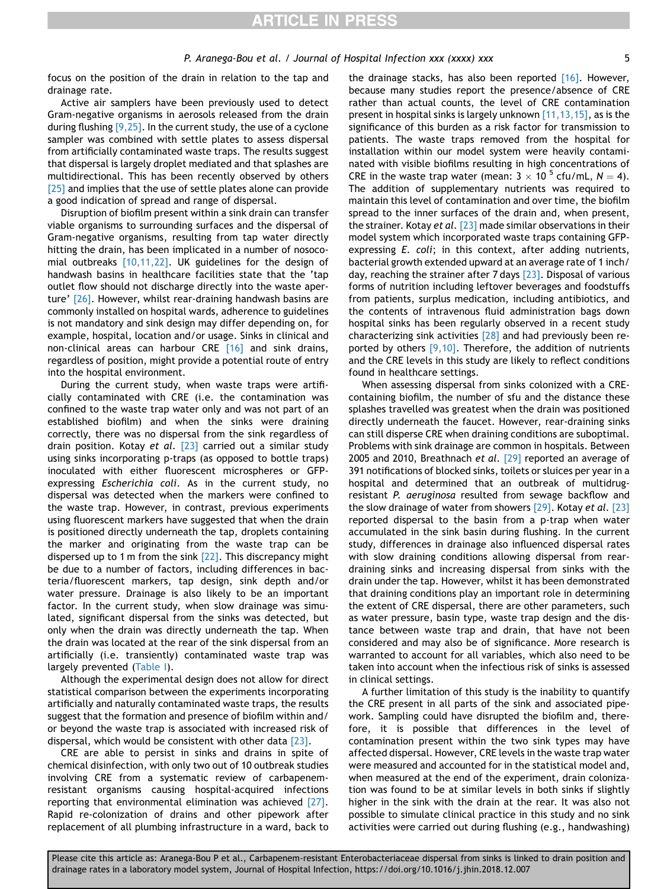focus on the position of the drain in relation to the tap and drainage rate.

Active air samplers have been previously used to detect Gram-negative organisms in aerosols released from the drain during flushing [9,25]. In the current study, the use of a cyclone sampler was combined with settle plates to assess dispersal from artificially contaminated waste traps. The results suggest that dispersal is largely droplet mediated and that splashes are multidirectional. This has been recently observed by others [25] and implies that the use of settle plates alone can provide a good indication of spread and range of dispersal.

Disruption of biofilm present within a sink drain can transfer viable organisms to surrounding surfaces and the dispersal of Gram-negative organisms, resulting from tap water directly hitting the drain, has been implicated in a number of nosocomial outbreaks [10,11,22]. UK guidelines for the design of handwash basins in healthcare facilities state that the 'tap outlet flow should not discharge directly into the waste aperture' [26]. However, whilst rear-draining handwash basins are commonly installed on hospital wards, adherence to guidelines is not mandatory and sink design may differ depending on, for example, hospital, location and/or usage. Sinks in clinical and non-clinical areas can harbour CRE [16] and sink drains, regardless of position, might provide a potential route of entry into the hospital environment.

During the current study, when waste traps were artificially contaminated with CRE (i.e. the contamination was confined to the waste trap water only and was not part of an established biofilm) and when the sinks were draining correctly, there was no dispersal from the sink regardless of drain position. Kotay *et al.* [23] carried out a similar study using sinks incorporating p-traps (as opposed to bottle traps) inoculated with either fluorescent microspheres or GFP-expressing *Escherichia coli*. As in the current study, no dispersal was detected when the markers were confined to the waste trap. However, in contrast, previous experiments using fluorescent markers have suggested that when the drain is positioned directly underneath the tap, droplets containing the marker and originating from the waste trap can be dispersed up to 1 m from the sink [22]. This discrepancy might be due to a number of factors, including differences in bacteria/fluorescent markers, tap design, sink depth and/or water pressure. Drainage is also likely to be an important factor. In the current study, when slow drainage was simulated, significant dispersal from the sinks was detected, but only when the drain was directly underneath the tap. When the drain was located at the rear of the sink dispersal from an artificially (i.e. transiently) contaminated waste trap was largely prevented (Table I).

Although the experimental design does not allow for direct statistical comparison between the experiments incorporating artificially and naturally contaminated waste traps, the results suggest that the formation and presence of biofilm within and/or beyond the waste trap is associated with increased risk of dispersal, which would be consistent with other data [23].

CRE are able to persist in sinks and drains in spite of chemical disinfection, with only two out of 10 outbreak studies involving CRE from a systematic review of carbapenem-resistant organisms causing hospital-acquired infections reporting that environmental elimination was achieved [27]. Rapid re-colonization of drains and other pipework after replacement of all plumbing infrastructure in a ward, back to the drainage stacks, has also been reported [16]. However, because many studies report the presence/absence of CRE rather than actual counts, the level of CRE contamination present in hospital sinks is largely unknown [11,13,15], as is the significance of this burden as a risk factor for transmission to patients. The waste traps removed from the hospital for installation within our model system were heavily contaminated with visible biofilms resulting in high concentrations of CRE in the waste trap water (mean: $3 \times 10^{5}$ cfu/mL, $N = 4$). The addition of supplementary nutrients was required to maintain this level of contamination and over time, the biofilm spread to the inner surfaces of the drain and, when present, the strainer. Kotay *et al.* [23] made similar observations in their model system which incorporated waste traps containing GFP-expressing *E. coli*; in this context, after adding nutrients, bacterial growth extended upward at an average rate of 1 inch/day, reaching the strainer after 7 days [23]. Disposal of various forms of nutrition including leftover beverages and foodstuffs from patients, surplus medication, including antibiotics, and the contents of intravenous fluid administration bags down hospital sinks has been regularly observed in a recent study characterizing sink activities [28] and had previously been reported by others [9,10]. Therefore, the addition of nutrients and the CRE levels in this study are likely to reflect conditions found in healthcare settings.

When assessing dispersal from sinks colonized with a CRE-containing biofilm, the number of sfu and the distance these splashes travelled was greatest when the drain was positioned directly underneath the faucet. However, rear-draining sinks can still disperse CRE when draining conditions are suboptimal. Problems with sink drainage are common in hospitals. Between 2005 and 2010, Breathnach *et al.* [29] reported an average of 391 notifications of blocked sinks, toilets or sluices per year in a hospital and determined that an outbreak of multidrug-resistant *P. aeruginosa* resulted from sewage backflow and the slow drainage of water from showers [29]. Kotay *et al.* [23] reported dispersal to the basin from a p-trap when water accumulated in the sink basin during flushing. In the current study, differences in drainage also influenced dispersal rates with slow draining conditions allowing dispersal from rear-draining sinks and increasing dispersal from sinks with the drain under the tap. However, whilst it has been demonstrated that draining conditions play an important role in determining the extent of CRE dispersal, there are other parameters, such as water pressure, basin type, waste trap design and the distance between waste trap and drain, that have not been considered and may also be of significance. More research is warranted to account for all variables, which also need to be taken into account when the infectious risk of sinks is assessed in clinical settings.

A further limitation of this study is the inability to quantify the CRE present in all parts of the sink and associated pipework. Sampling could have disrupted the biofilm and, therefore, it is possible that differences in the level of contamination present within the two sink types may have affected dispersal. However, CRE levels in the waste trap water were measured and accounted for in the statistical model and, when measured at the end of the experiment, drain colonization was found to be at similar levels in both sinks if slightly higher in the sink with the drain at the rear. It was also not possible to simulate clinical practice in this study and no sink activities were carried out during flushing (e.g., handwashing)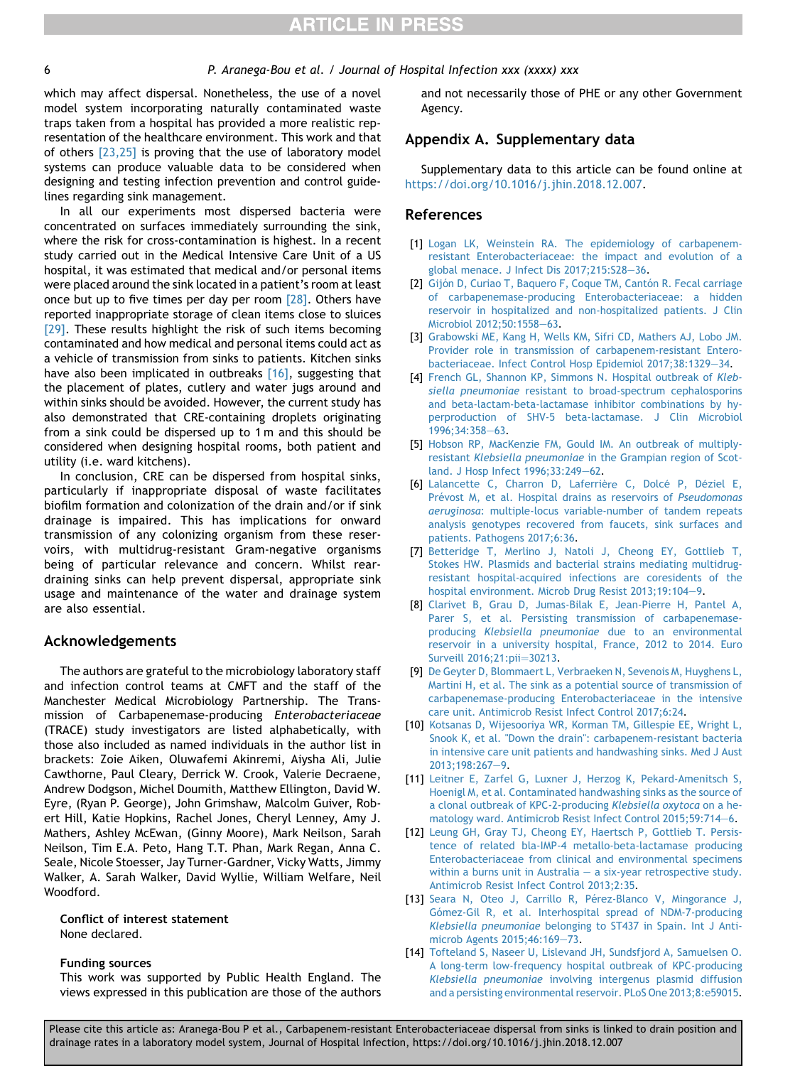which may affect dispersal. Nonetheless, the use of a novel model system incorporating naturally contaminated waste traps taken from a hospital has provided a more realistic representation of the healthcare environment. This work and that of others [23,25] is proving that the use of laboratory model systems can produce valuable data to be considered when designing and testing infection prevention and control guidelines regarding sink management.

In all our experiments most dispersed bacteria were concentrated on surfaces immediately surrounding the sink, where the risk for cross-contamination is highest. In a recent study carried out in the Medical Intensive Care Unit of a US hospital, it was estimated that medical and/or personal items were placed around the sink located in a patient's room at least once but up to five times per day per room [28]. Others have reported inappropriate storage of clean items close to sluices [29]. These results highlight the risk of such items becoming contaminated and how medical and personal items could act as a vehicle of transmission from sinks to patients. Kitchen sinks have also been implicated in outbreaks [16], suggesting that the placement of plates, cutlery and water jugs around and within sinks should be avoided. However, the current study has also demonstrated that CRE-containing droplets originating from a sink could be dispersed up to 1 m and this should be considered when designing hospital rooms, both patient and utility (i.e. ward kitchens).

In conclusion, CRE can be dispersed from hospital sinks, particularly if inappropriate disposal of waste facilitates biofilm formation and colonization of the drain and/or if sink drainage is impaired. This has implications for onward transmission of any colonizing organism from these reservoirs, with multidrug-resistant Gram-negative organisms being of particular relevance and concern. Whilst rear-draining sinks can help prevent dispersal, appropriate sink usage and maintenance of the water and drainage system are also essential.

## Acknowledgements

The authors are grateful to the microbiology laboratory staff and infection control teams at CMFT and the staff of the Manchester Medical Microbiology Partnership. The Transmission of Carbapenemase-producing *Enterobacteriaceae* (TRACE) study investigators are listed alphabetically, with those also included as named individuals in the author list in brackets: Zoie Aiken, Oluwafemi Akinremi, Aiysha Ali, Julie Cawthorne, Paul Cleary, Derrick W. Crook, Valerie Decraene, Andrew Dodgson, Michel Doumith, Matthew Ellington, David W. Eyre, (Ryan P. George), John Grimshaw, Malcolm Guiver, Robert Hill, Katie Hopkins, Rachel Jones, Cheryl Lenney, Amy J. Mathers, Ashley McEwan, (Ginny Moore), Mark Neilson, Sarah Neilson, Tim E.A. Peto, Hang T.T. Phan, Mark Regan, Anna C. Seale, Nicole Stoesser, Jay Turner-Gardner, Vicky Watts, Jimmy Walker, A. Sarah Walker, David Wyllie, William Welfare, Neil Woodford.

### Conflict of interest statement

None declared.

### Funding sources

This work was supported by Public Health England. The views expressed in this publication are those of the authors and not necessarily those of PHE or any other Government Agency.

## Appendix A. Supplementary data

Supplementary data to this article can be found online at https://doi.org/10.1016/j.jhin.2018.12.007.

## References

[1] Logan LK, Weinstein RA. The epidemiology of carbapenem-resistant Enterobacteriaceae: the impact and evolution of a global menace. J Infect Dis 2017;215:S28–36.

[2] Gijón D, Curiao T, Baquero F, Coque TM, Cantón R. Fecal carriage of carbapenemase-producing Enterobacteriaceae: a hidden reservoir in hospitalized and non-hospitalized patients. J Clin Microbiol 2012;50:1558–63.

[3] Grabowski ME, Kang H, Wells KM, Sifri CD, Mathers AJ, Lobo JM. Provider role in transmission of carbapenem-resistant Enterobacteriaceae. Infect Control Hosp Epidemiol 2017;38:1329–34.

[4] French GL, Shannon KP, Simmons N. Hospital outbreak of *Klebsiella pneumoniae* resistant to broad-spectrum cephalosporins and beta-lactam-beta-lactamase inhibitor combinations by hyperproduction of SHV-5 beta-lactamase. J Clin Microbiol 1996;34:358–63.

[5] Hobson RP, MacKenzie FM, Gould IM. An outbreak of multiply-resistant *Klebsiella pneumoniae* in the Grampian region of Scotland. J Hosp Infect 1996;33:249–62.

[6] Lalancette C, Charron D, Laferrière C, Dolcé P, Déziel E, Prévost M, et al. Hospital drains as reservoirs of *Pseudomonas aeruginosa*: multiple-locus variable-number of tandem repeats analysis genotypes recovered from faucets, sink surfaces and patients. Pathogens 2017;6:36.

[7] Betteridge T, Merlino J, Natoli J, Cheong EY, Gottlieb T, Stokes HW. Plasmids and bacterial strains mediating multidrug-resistant hospital-acquired infections are coresidents of the hospital environment. Microb Drug Resist 2013;19:104–9.

[8] Clarivet B, Grau D, Jumas-Bilak E, Jean-Pierre H, Pantel A, Parer S, et al. Persisting transmission of carbapenemase-producing *Klebsiella pneumoniae* due to an environmental reservoir in a university hospital, France, 2012 to 2014. Euro Surveill 2016;21:pii=30213.

[9] De Geyter D, Blommaert L, Verbraeken N, Sevenois M, Huyghens L, Martini H, et al. The sink as a potential source of transmission of carbapenemase-producing Enterobacteriaceae in the intensive care unit. Antimicrob Resist Infect Control 2017;6:24.

[10] Kotsanas D, Wijesooriya WR, Korman TM, Gillespie EE, Wright L, Snook K, et al. "Down the drain": carbapenem-resistant bacteria in intensive care unit patients and handwashing sinks. Med J Aust 2013;198:267–9.

[11] Leitner E, Zarfel G, Luxner J, Herzog K, Pekard-Amenitsch S, Hoenigl M, et al. Contaminated handwashing sinks as the source of a clonal outbreak of KPC-2-producing *Klebsiella oxytoca* on a hematology ward. Antimicrob Resist Infect Control 2015;59:714–6.

[12] Leung GH, Gray TJ, Cheong EY, Haertsch P, Gottlieb T. Persistence of related bla-IMP-4 metallo-beta-lactamase producing Enterobacteriaceae from clinical and environmental specimens within a burns unit in Australia – a six-year retrospective study. Antimicrob Resist Infect Control 2013;2:35.

[13] Seara N, Oteo J, Carrillo R, Pérez-Blanco V, Mingorance J, Gómez-Gil R, et al. Interhospital spread of NDM-7-producing *Klebsiella pneumoniae* belonging to ST437 in Spain. Int J Antimicrob Agents 2015;46:169–73.

[14] Tofteland S, Naseer U, Lislevand JH, Sundsfjord A, Samuelsen O. A long-term low-frequency hospital outbreak of KPC-producing *Klebsiella pneumoniae* involving intergenus plasmid diffusion and a persisting environmental reservoir. PLoS One 2013;8:e59015.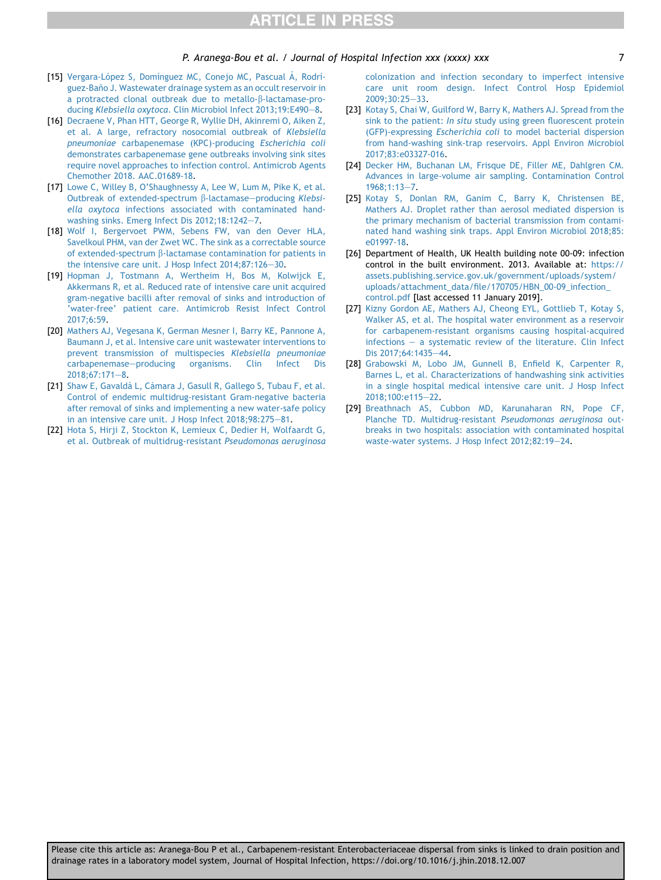[15] Vergara-López S, Domínguez MC, Conejo MC, Pascual Á, Rodríguez-Baño J. Wastewater drainage system as an occult reservoir in a protracted clonal outbreak due to metallo-β-lactamase-producing *Klebsiella oxytoca*. Clin Microbiol Infect 2013;19:E490–8.

[16] Decraene V, Phan HTT, George R, Wyllie DH, Akinremi O, Aiken Z, et al. A large, refractory nosocomial outbreak of *Klebsiella pneumoniae* carbapenemase (KPC)-producing *Escherichia coli* demonstrates carbapenemase gene outbreaks involving sink sites require novel approaches to infection control. Antimicrob Agents Chemother 2018. AAC.01689-18.

[17] Lowe C, Willey B, O'Shaughnessy A, Lee W, Lum M, Pike K, et al. Outbreak of extended-spectrum β-lactamase–producing *Klebsiella oxytoca* infections associated with contaminated handwashing sinks. Emerg Infect Dis 2012;18:1242–7.

[18] Wolf I, Bergervoet PWM, Sebens FW, van den Oever HLA, Savelkoul PHM, van der Zwet WC. The sink as a correctable source of extended-spectrum β-lactamase contamination for patients in the intensive care unit. J Hosp Infect 2014;87:126–30.

[19] Hopman J, Tostmann A, Wertheim H, Bos M, Kolwijck E, Akkermans R, et al. Reduced rate of intensive care unit acquired gram-negative bacilli after removal of sinks and introduction of 'water-free' patient care. Antimicrob Resist Infect Control 2017;6:59.

[20] Mathers AJ, Vegesana K, German Mesner I, Barry KE, Pannone A, Baumann J, et al. Intensive care unit wastewater interventions to prevent transmission of multispecies *Klebsiella pneumoniae* carbapenemase–producing organisms. Clin Infect Dis 2018;67:171–8.

[21] Shaw E, Gavaldà L, Càmara J, Gasull R, Gallego S, Tubau F, et al. Control of endemic multidrug-resistant Gram-negative bacteria after removal of sinks and implementing a new water-safe policy in an intensive care unit. J Hosp Infect 2018;98:275–81.

[22] Hota S, Hirji Z, Stockton K, Lemieux C, Dedier H, Wolfaardt G, et al. Outbreak of multidrug-resistant *Pseudomonas aeruginosa* colonization and infection secondary to imperfect intensive care unit room design. Infect Control Hosp Epidemiol 2009;30:25–33.

[23] Kotay S, Chai W, Guilford W, Barry K, Mathers AJ. Spread from the sink to the patient: *In situ* study using green fluorescent protein (GFP)-expressing *Escherichia coli* to model bacterial dispersion from hand-washing sink-trap reservoirs. Appl Environ Microbiol 2017;83:e03327-016.

[24] Decker HM, Buchanan LM, Frisque DE, Filler ME, Dahlgren CM. Advances in large-volume air sampling. Contamination Control 1968;1:13–7.

[25] Kotay S, Donlan RM, Ganim C, Barry K, Christensen BE, Mathers AJ. Droplet rather than aerosol mediated dispersion is the primary mechanism of bacterial transmission from contaminated hand washing sink traps. Appl Environ Microbiol 2018;85: e01997-18.

[26] Department of Health, UK Health building note 00-09: infection control in the built environment. 2013. Available at: https://assets.publishing.service.gov.uk/government/uploads/system/uploads/attachment_data/file/170705/HBN_00-09_infection_control.pdf [last accessed 11 January 2019].

[27] Kizny Gordon AE, Mathers AJ, Cheong EYL, Gottlieb T, Kotay S, Walker AS, et al. The hospital water environment as a reservoir for carbapenem-resistant organisms causing hospital-acquired infections – a systematic review of the literature. Clin Infect Dis 2017;64:1435–44.

[28] Grabowski M, Lobo JM, Gunnell B, Enfield K, Carpenter R, Barnes L, et al. Characterizations of handwashing sink activities in a single hospital medical intensive care unit. J Hosp Infect 2018;100:e115–22.

[29] Breathnach AS, Cubbon MD, Karunaharan RN, Pope CF, Planche TD. Multidrug-resistant *Pseudomonas aeruginosa* outbreaks in two hospitals: association with contaminated hospital waste-water systems. J Hosp Infect 2012;82:19–24.

Please cite this article as: Aranega-Bou P et al., Carbapenem-resistant Enterobacteriaceae dispersal from sinks is linked to drain position and drainage rates in a laboratory model system, Journal of Hospital Infection, https://doi.org/10.1016/j.jhin.2018.12.007